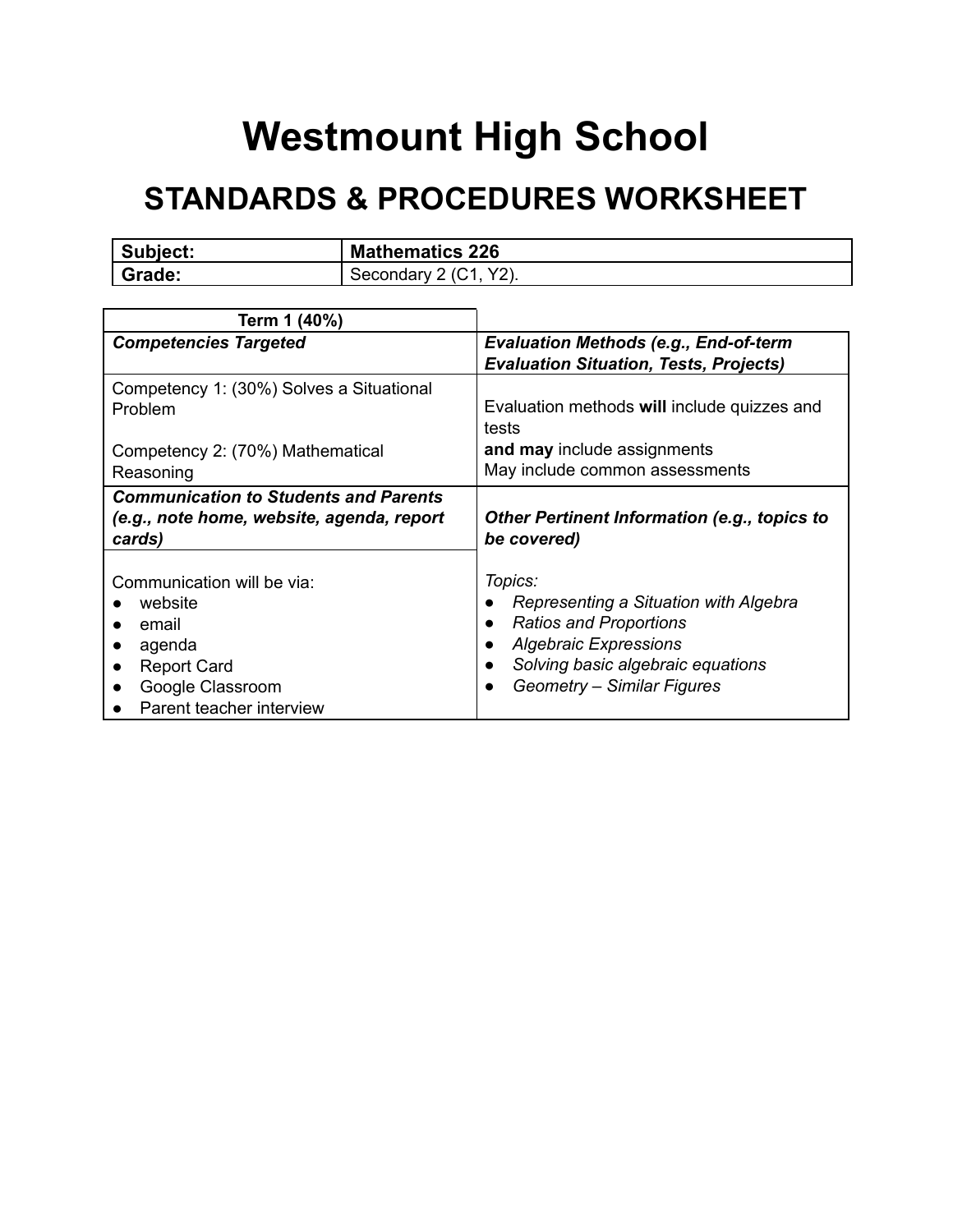# Westmount High School

## STANDARDS & PROCEDURES WORKSHEET

| **Subject:** | **Mathematics 226** |
|---|---|
| **Grade:** | Secondary 2 (C1, Y2). |

| **Term 1 (40%)** | |
|---|---|
| ***Competencies Targeted*** | ***Evaluation Methods (e.g., End-of-term Evaluation Situation, Tests, Projects)*** |
| Competency 1: (30%) Solves a Situational Problem<br><br>Competency 2: (70%) Mathematical Reasoning | Evaluation methods **will** include quizzes and tests<br>**and may** include assignments<br>May include common assessments |
| ***Communication to Students and Parents (e.g., note home, website, agenda, report cards)*** | ***Other Pertinent Information (e.g., topics to be covered)*** |
| Communication will be via:<br>● website<br>● email<br>● agenda<br>● Report Card<br>● Google Classroom<br>● Parent teacher interview | *Topics:*<br>● *Representing a Situation with Algebra*<br>● *Ratios and Proportions*<br>● *Algebraic Expressions*<br>● *Solving basic algebraic equations*<br>● *Geometry – Similar Figures* |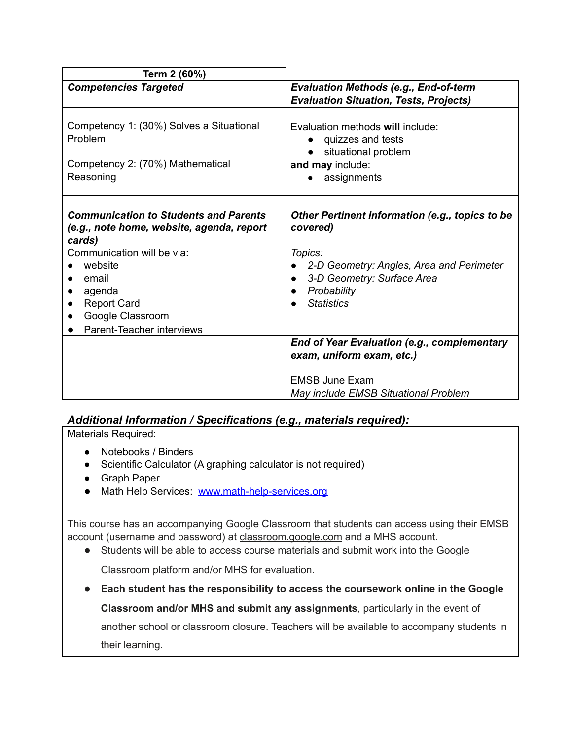| Term 2 (60%) | |
|---|---|
| ***Competencies Targeted*** | ***Evaluation Methods (e.g., End-of-term Evaluation Situation, Tests, Projects)*** |
| Competency 1: (30%) Solves a Situational Problem<br><br>Competency 2: (70%) Mathematical Reasoning | Evaluation methods **will** include:<br>• quizzes and tests<br>• situational problem<br>**and may** include:<br>• assignments |
| ***Communication to Students and Parents (e.g., note home, website, agenda, report cards)***<br>Communication will be via:<br>• website<br>• email<br>• agenda<br>• Report Card<br>• Google Classroom<br>• Parent-Teacher interviews | ***Other Pertinent Information (e.g., topics to be covered)***<br><br>*Topics:*<br>• *2-D Geometry: Angles, Area and Perimeter*<br>• *3-D Geometry: Surface Area*<br>• *Probability*<br>• *Statistics* |
| | ***End of Year Evaluation (e.g., complementary exam, uniform exam, etc.)***<br><br>EMSB June Exam<br>*May include EMSB Situational Problem* |

### *Additional Information / Specifications (e.g., materials required):*

Materials Required:

- Notebooks / Binders
- Scientific Calculator (A graphing calculator is not required)
- Graph Paper
- Math Help Services: www.math-help-services.org

This course has an accompanying Google Classroom that students can access using their EMSB account (username and password) at classroom.google.com and a MHS account.

- Students will be able to access course materials and submit work into the Google Classroom platform and/or MHS for evaluation.
- **Each student has the responsibility to access the coursework online in the Google Classroom and/or MHS and submit any assignments**, particularly in the event of another school or classroom closure. Teachers will be available to accompany students in their learning.